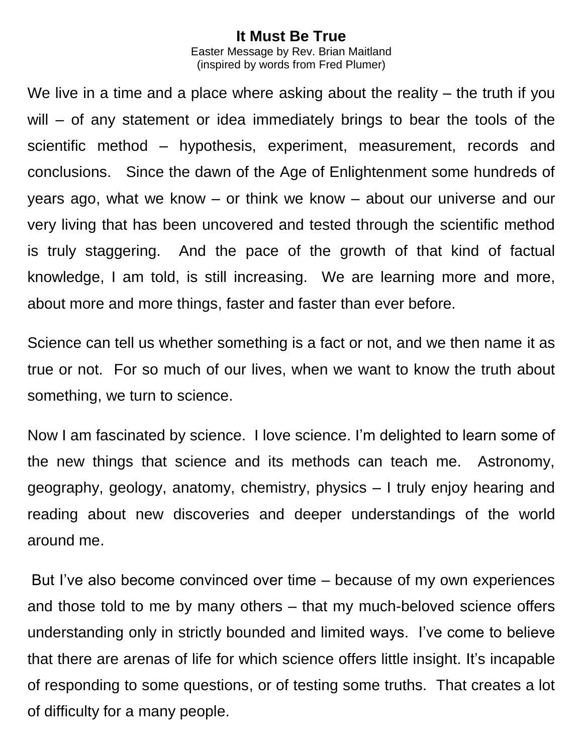# It Must Be True

Easter Message by Rev. Brian Maitland
(inspired by words from Fred Plumer)

We live in a time and a place where asking about the reality – the truth if you will – of any statement or idea immediately brings to bear the tools of the scientific method – hypothesis, experiment, measurement, records and conclusions. Since the dawn of the Age of Enlightenment some hundreds of years ago, what we know – or think we know – about our universe and our very living that has been uncovered and tested through the scientific method is truly staggering. And the pace of the growth of that kind of factual knowledge, I am told, is still increasing. We are learning more and more, about more and more things, faster and faster than ever before.

Science can tell us whether something is a fact or not, and we then name it as true or not. For so much of our lives, when we want to know the truth about something, we turn to science.

Now I am fascinated by science. I love science. I'm delighted to learn some of the new things that science and its methods can teach me. Astronomy, geography, geology, anatomy, chemistry, physics – I truly enjoy hearing and reading about new discoveries and deeper understandings of the world around me.

But I've also become convinced over time – because of my own experiences and those told to me by many others – that my much-beloved science offers understanding only in strictly bounded and limited ways. I've come to believe that there are arenas of life for which science offers little insight. It's incapable of responding to some questions, or of testing some truths. That creates a lot of difficulty for a many people.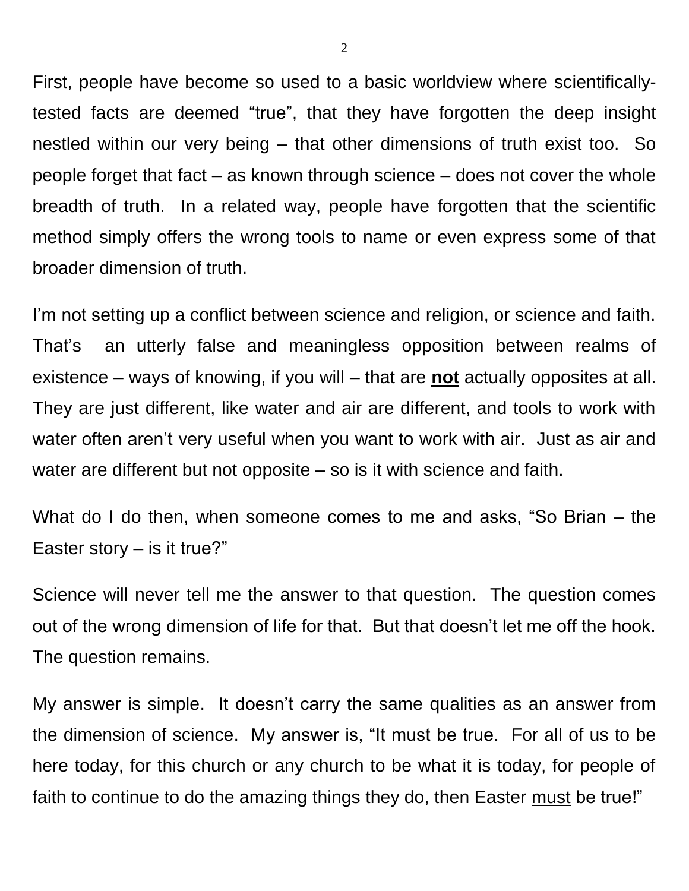First, people have become so used to a basic worldview where scientifically-tested facts are deemed "true", that they have forgotten the deep insight nestled within our very being – that other dimensions of truth exist too. So people forget that fact – as known through science – does not cover the whole breadth of truth. In a related way, people have forgotten that the scientific method simply offers the wrong tools to name or even express some of that broader dimension of truth.

I'm not setting up a conflict between science and religion, or science and faith. That's an utterly false and meaningless opposition between realms of existence – ways of knowing, if you will – that are <u>**not**</u> actually opposites at all. They are just different, like water and air are different, and tools to work with water often aren't very useful when you want to work with air. Just as air and water are different but not opposite – so is it with science and faith.

What do I do then, when someone comes to me and asks, "So Brian – the Easter story – is it true?"

Science will never tell me the answer to that question. The question comes out of the wrong dimension of life for that. But that doesn't let me off the hook. The question remains.

My answer is simple. It doesn't carry the same qualities as an answer from the dimension of science. My answer is, "It must be true. For all of us to be here today, for this church or any church to be what it is today, for people of faith to continue to do the amazing things they do, then Easter <u>must</u> be true!"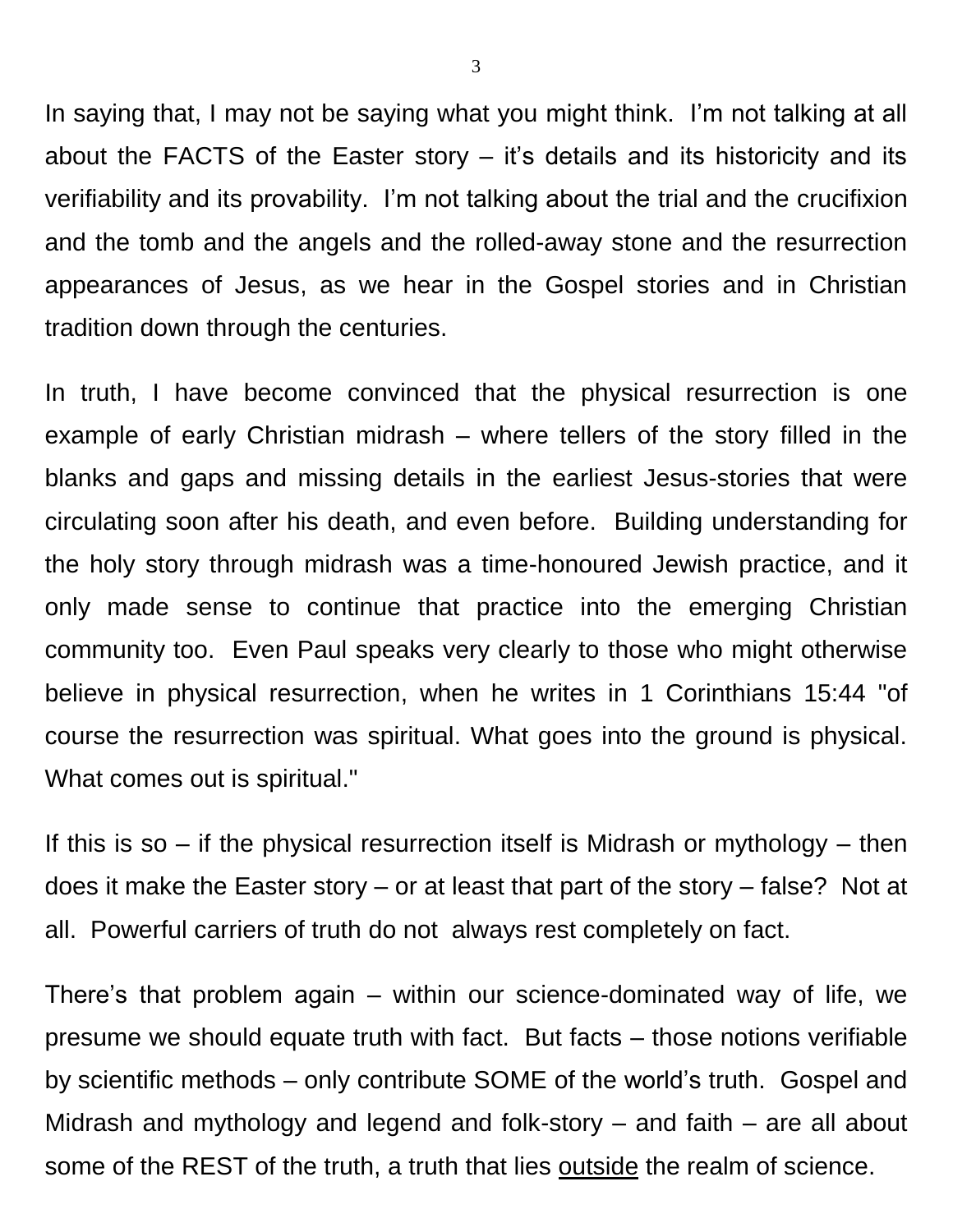In saying that, I may not be saying what you might think. I'm not talking at all about the FACTS of the Easter story – it's details and its historicity and its verifiability and its provability. I'm not talking about the trial and the crucifixion and the tomb and the angels and the rolled-away stone and the resurrection appearances of Jesus, as we hear in the Gospel stories and in Christian tradition down through the centuries.

In truth, I have become convinced that the physical resurrection is one example of early Christian midrash – where tellers of the story filled in the blanks and gaps and missing details in the earliest Jesus-stories that were circulating soon after his death, and even before. Building understanding for the holy story through midrash was a time-honoured Jewish practice, and it only made sense to continue that practice into the emerging Christian community too. Even Paul speaks very clearly to those who might otherwise believe in physical resurrection, when he writes in 1 Corinthians 15:44 "of course the resurrection was spiritual. What goes into the ground is physical. What comes out is spiritual."

If this is so – if the physical resurrection itself is Midrash or mythology – then does it make the Easter story – or at least that part of the story – false? Not at all. Powerful carriers of truth do not always rest completely on fact.

There's that problem again – within our science-dominated way of life, we presume we should equate truth with fact. But facts – those notions verifiable by scientific methods – only contribute SOME of the world's truth. Gospel and Midrash and mythology and legend and folk-story – and faith – are all about some of the REST of the truth, a truth that lies <u>outside</u> the realm of science.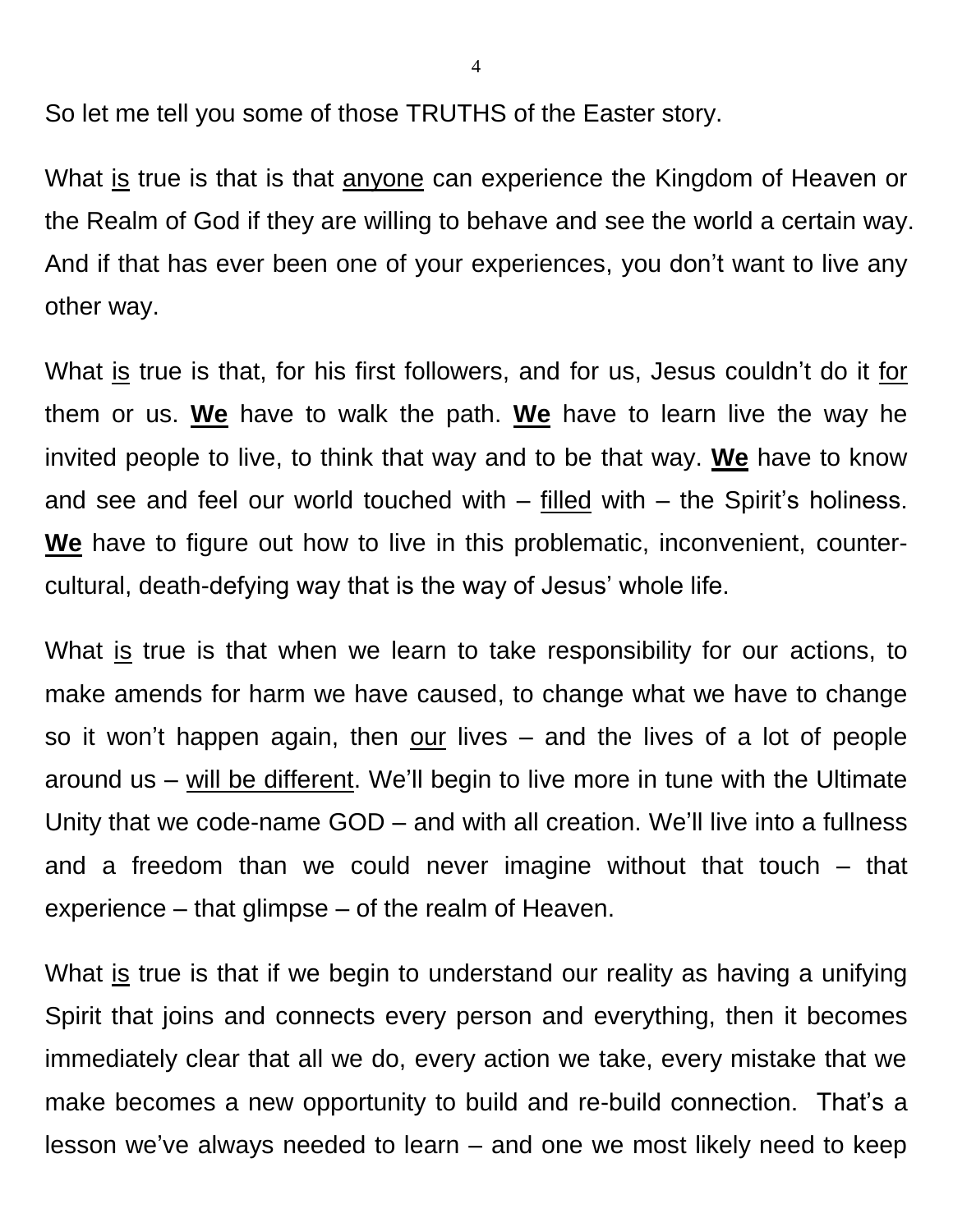So let me tell you some of those TRUTHS of the Easter story.

What <u>is</u> true is that is that <u>anyone</u> can experience the Kingdom of Heaven or the Realm of God if they are willing to behave and see the world a certain way. And if that has ever been one of your experiences, you don't want to live any other way.

What <u>is</u> true is that, for his first followers, and for us, Jesus couldn't do it <u>for</u> them or us. <u>**We**</u> have to walk the path. <u>**We**</u> have to learn live the way he invited people to live, to think that way and to be that way. <u>**We**</u> have to know and see and feel our world touched with – <u>filled</u> with – the Spirit's holiness. <u>**We**</u> have to figure out how to live in this problematic, inconvenient, counter-cultural, death-defying way that is the way of Jesus' whole life.

What <u>is</u> true is that when we learn to take responsibility for our actions, to make amends for harm we have caused, to change what we have to change so it won't happen again, then <u>our</u> lives – and the lives of a lot of people around us – <u>will be different</u>. We'll begin to live more in tune with the Ultimate Unity that we code-name GOD – and with all creation. We'll live into a fullness and a freedom than we could never imagine without that touch – that experience – that glimpse – of the realm of Heaven.

What <u>is</u> true is that if we begin to understand our reality as having a unifying Spirit that joins and connects every person and everything, then it becomes immediately clear that all we do, every action we take, every mistake that we make becomes a new opportunity to build and re-build connection. That's a lesson we've always needed to learn – and one we most likely need to keep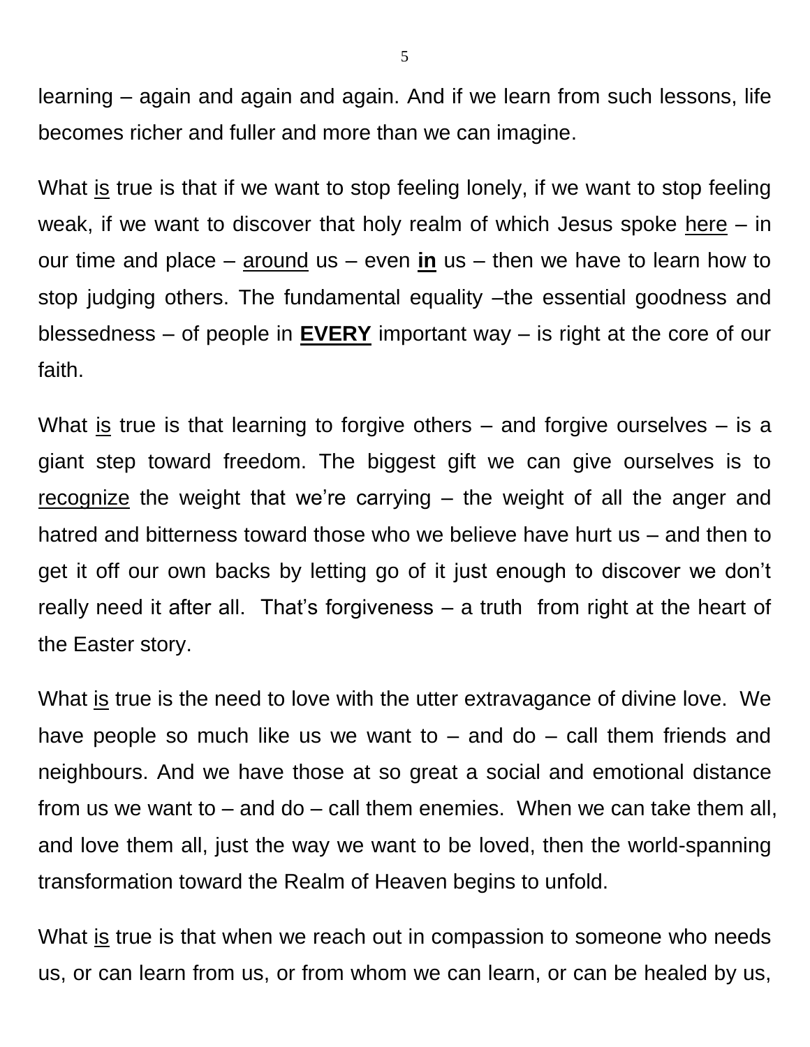learning – again and again and again. And if we learn from such lessons, life becomes richer and fuller and more than we can imagine.

What <u>is</u> true is that if we want to stop feeling lonely, if we want to stop feeling weak, if we want to discover that holy realm of which Jesus spoke <u>here</u> – in our time and place – <u>around</u> us – even <u>**in**</u> us – then we have to learn how to stop judging others. The fundamental equality –the essential goodness and blessedness – of people in <u>**EVERY**</u> important way – is right at the core of our faith.

What <u>is</u> true is that learning to forgive others – and forgive ourselves – is a giant step toward freedom. The biggest gift we can give ourselves is to <u>recognize</u> the weight that we're carrying – the weight of all the anger and hatred and bitterness toward those who we believe have hurt us – and then to get it off our own backs by letting go of it just enough to discover we don't really need it after all. That's forgiveness – a truth from right at the heart of the Easter story.

What <u>is</u> true is the need to love with the utter extravagance of divine love. We have people so much like us we want to – and do – call them friends and neighbours. And we have those at so great a social and emotional distance from us we want to – and do – call them enemies. When we can take them all, and love them all, just the way we want to be loved, then the world-spanning transformation toward the Realm of Heaven begins to unfold.

What <u>is</u> true is that when we reach out in compassion to someone who needs us, or can learn from us, or from whom we can learn, or can be healed by us,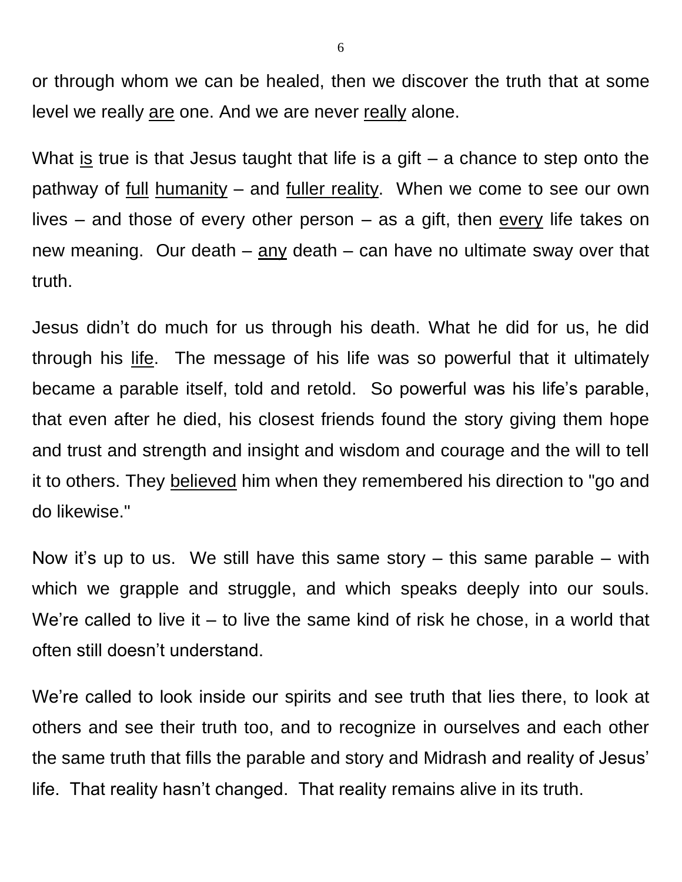or through whom we can be healed, then we discover the truth that at some level we really <u>are</u> one. And we are never <u>really</u> alone.

What <u>is</u> true is that Jesus taught that life is a gift – a chance to step onto the pathway of <u>full</u> <u>humanity</u> – and <u>fuller reality</u>. When we come to see our own lives – and those of every other person – as a gift, then <u>every</u> life takes on new meaning. Our death – <u>any</u> death – can have no ultimate sway over that truth.

Jesus didn't do much for us through his death. What he did for us, he did through his <u>life</u>. The message of his life was so powerful that it ultimately became a parable itself, told and retold. So powerful was his life's parable, that even after he died, his closest friends found the story giving them hope and trust and strength and insight and wisdom and courage and the will to tell it to others. They <u>believed</u> him when they remembered his direction to "go and do likewise."

Now it's up to us. We still have this same story – this same parable – with which we grapple and struggle, and which speaks deeply into our souls. We're called to live it – to live the same kind of risk he chose, in a world that often still doesn't understand.

We're called to look inside our spirits and see truth that lies there, to look at others and see their truth too, and to recognize in ourselves and each other the same truth that fills the parable and story and Midrash and reality of Jesus' life. That reality hasn't changed. That reality remains alive in its truth.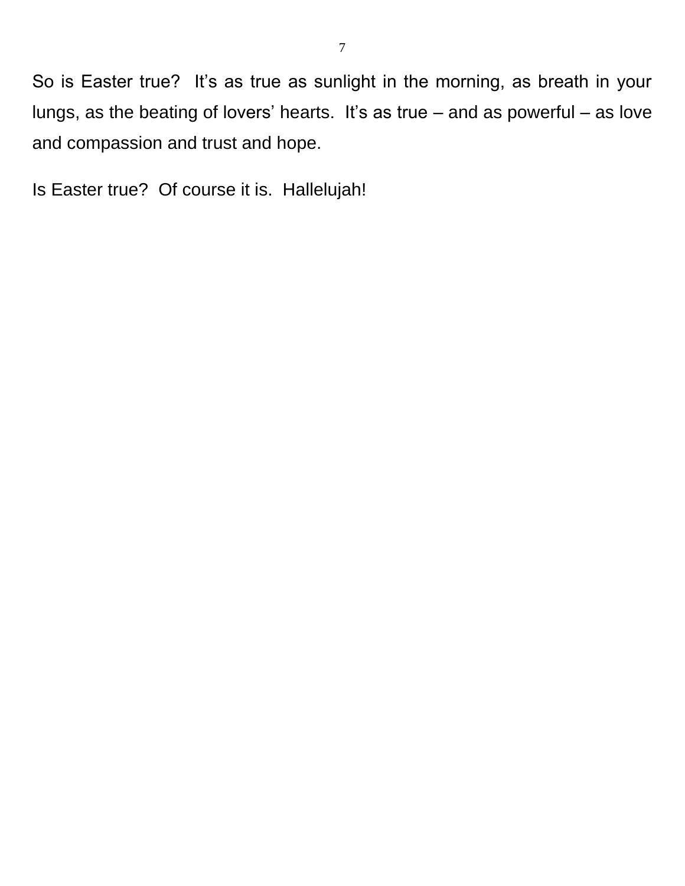So is Easter true?  It’s as true as sunlight in the morning, as breath in your lungs, as the beating of lovers’ hearts.  It’s as true – and as powerful – as love and compassion and trust and hope.

Is Easter true?  Of course it is.  Hallelujah!